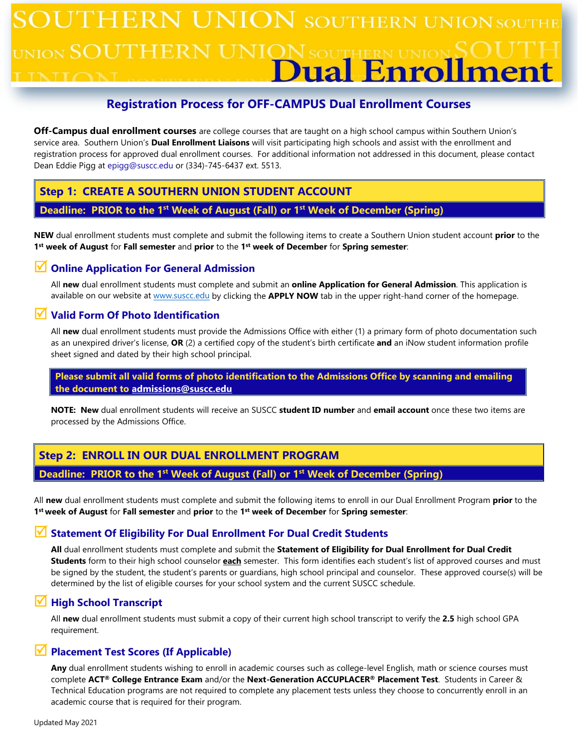# Southern Union Dual Enrollment

## Registration Process for OFF-CAMPUS Dual Enrollment Courses

**Off-Campus dual enrollment courses** are college courses that are taught on a high school campus within Southern Union's service area. Southern Union's **Dual Enrollment Liaisons** will visit participating high schools and assist with the enrollment and registration process for approved dual enrollment courses. For additional information not addressed in this document, please contact Dean Eddie Pigg at epigg@suscc.edu or (334)-745-6437 ext. 5513.

## Step 1: CREATE A SOUTHERN UNION STUDENT ACCOUNT

**Deadline: PRIOR to the 1st Week of August (Fall) or 1st Week of December (Spring)**

**NEW** dual enrollment students must complete and submit the following items to create a Southern Union student account **prior** to the **1st week of August** for **Fall semester** and **prior** to the **1st week of December** for **Spring semester**:

### ☑ Online Application For General Admission

All **new** dual enrollment students must complete and submit an **online Application for General Admission**. This application is available on our website at www.suscc.edu by clicking the **APPLY NOW** tab in the upper right-hand corner of the homepage.

### ☑ Valid Form Of Photo Identification

All **new** dual enrollment students must provide the Admissions Office with either (1) a primary form of photo documentation such as an unexpired driver's license, **OR** (2) a certified copy of the student's birth certificate **and** an iNow student information profile sheet signed and dated by their high school principal.

**Please submit all valid forms of photo identification to the Admissions Office by scanning and emailing the document to admissions@suscc.edu**

**NOTE: New** dual enrollment students will receive an SUSCC **student ID number** and **email account** once these two items are processed by the Admissions Office.

## Step 2: ENROLL IN OUR DUAL ENROLLMENT PROGRAM

**Deadline: PRIOR to the 1st Week of August (Fall) or 1st Week of December (Spring)**

All **new** dual enrollment students must complete and submit the following items to enroll in our Dual Enrollment Program **prior** to the **1st week of August** for **Fall semester** and **prior** to the **1st week of December** for **Spring semester**:

### ☑ Statement Of Eligibility For Dual Enrollment For Dual Credit Students

**All** dual enrollment students must complete and submit the **Statement of Eligibility for Dual Enrollment for Dual Credit Students** form to their high school counselor **each** semester. This form identifies each student's list of approved courses and must be signed by the student, the student's parents or guardians, high school principal and counselor. These approved course(s) will be determined by the list of eligible courses for your school system and the current SUSCC schedule.

### ☑ High School Transcript

All **new** dual enrollment students must submit a copy of their current high school transcript to verify the **2.5** high school GPA requirement.

### ☑ Placement Test Scores (If Applicable)

**Any** dual enrollment students wishing to enroll in academic courses such as college-level English, math or science courses must complete **ACT® College Entrance Exam** and/or the **Next-Generation ACCUPLACER® Placement Test**. Students in Career & Technical Education programs are not required to complete any placement tests unless they choose to concurrently enroll in an academic course that is required for their program.

Updated May 2021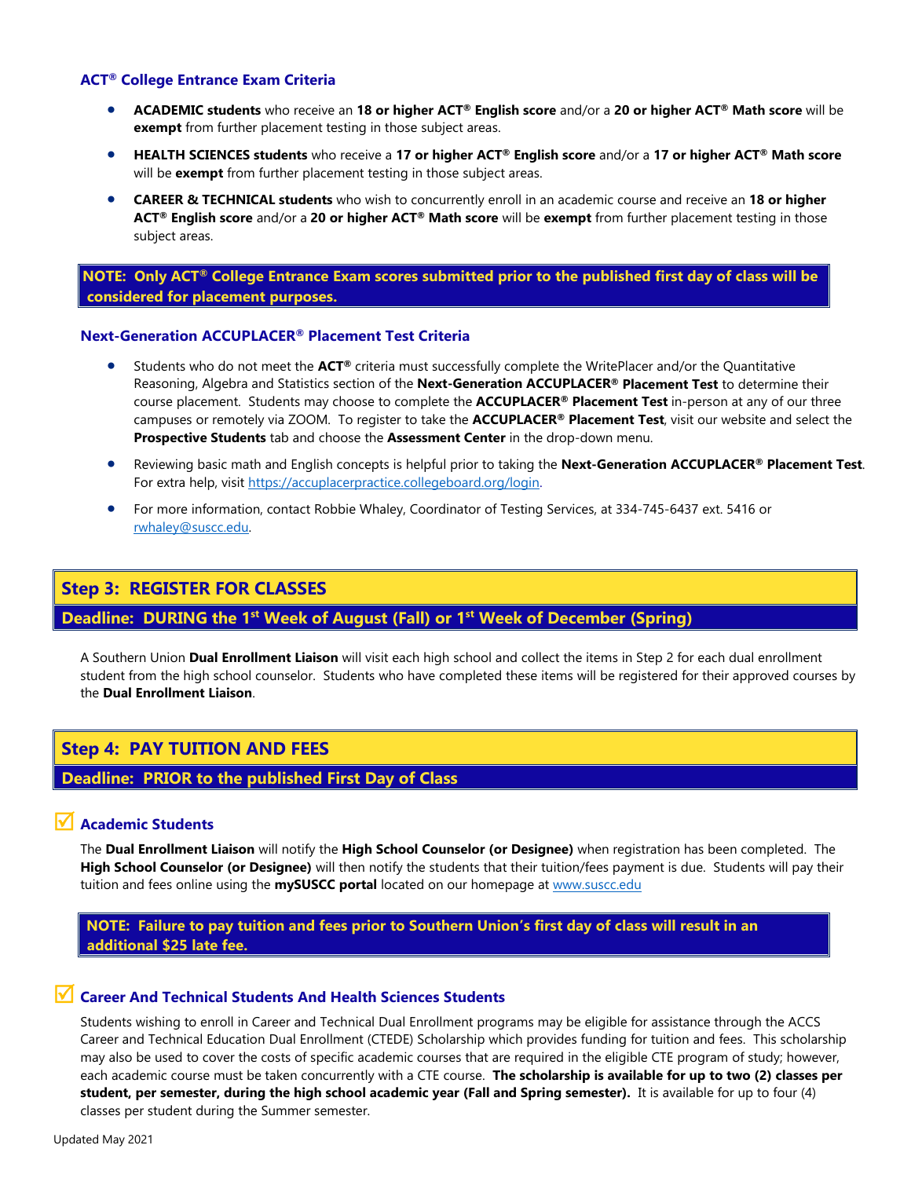### ACT® College Entrance Exam Criteria

- **ACADEMIC students** who receive an **18 or higher ACT® English score** and/or a **20 or higher ACT® Math score** will be **exempt** from further placement testing in those subject areas.
- **HEALTH SCIENCES students** who receive a **17 or higher ACT® English score** and/or a **17 or higher ACT® Math score** will be **exempt** from further placement testing in those subject areas.
- **CAREER & TECHNICAL students** who wish to concurrently enroll in an academic course and receive an **18 or higher ACT® English score** and/or a **20 or higher ACT® Math score** will be **exempt** from further placement testing in those subject areas.

**NOTE: Only ACT® College Entrance Exam scores submitted prior to the published first day of class will be considered for placement purposes.**

### Next-Generation ACCUPLACER® Placement Test Criteria

- Students who do not meet the **ACT®** criteria must successfully complete the WritePlacer and/or the Quantitative Reasoning, Algebra and Statistics section of the **Next-Generation ACCUPLACER® Placement Test** to determine their course placement. Students may choose to complete the **ACCUPLACER® Placement Test** in-person at any of our three campuses or remotely via ZOOM. To register to take the **ACCUPLACER® Placement Test**, visit our website and select the **Prospective Students** tab and choose the **Assessment Center** in the drop-down menu.
- Reviewing basic math and English concepts is helpful prior to taking the **Next-Generation ACCUPLACER® Placement Test**. For extra help, visit https://accuplacerpractice.collegeboard.org/login.
- For more information, contact Robbie Whaley, Coordinator of Testing Services, at 334-745-6437 ext. 5416 or rwhaley@suscc.edu.

## Step 3: REGISTER FOR CLASSES

**Deadline: DURING the 1st Week of August (Fall) or 1st Week of December (Spring)**

A Southern Union **Dual Enrollment Liaison** will visit each high school and collect the items in Step 2 for each dual enrollment student from the high school counselor. Students who have completed these items will be registered for their approved courses by the **Dual Enrollment Liaison**.

## Step 4: PAY TUITION AND FEES

**Deadline: PRIOR to the published First Day of Class**

### ☑ Academic Students

The **Dual Enrollment Liaison** will notify the **High School Counselor (or Designee)** when registration has been completed. The **High School Counselor (or Designee)** will then notify the students that their tuition/fees payment is due. Students will pay their tuition and fees online using the **mySUSCC portal** located on our homepage at www.suscc.edu

**NOTE: Failure to pay tuition and fees prior to Southern Union's first day of class will result in an additional $25 late fee.**

### ☑ Career And Technical Students And Health Sciences Students

Students wishing to enroll in Career and Technical Dual Enrollment programs may be eligible for assistance through the ACCS Career and Technical Education Dual Enrollment (CTEDE) Scholarship which provides funding for tuition and fees. This scholarship may also be used to cover the costs of specific academic courses that are required in the eligible CTE program of study; however, each academic course must be taken concurrently with a CTE course. **The scholarship is available for up to two (2) classes per student, per semester, during the high school academic year (Fall and Spring semester).** It is available for up to four (4) classes per student during the Summer semester.

Updated May 2021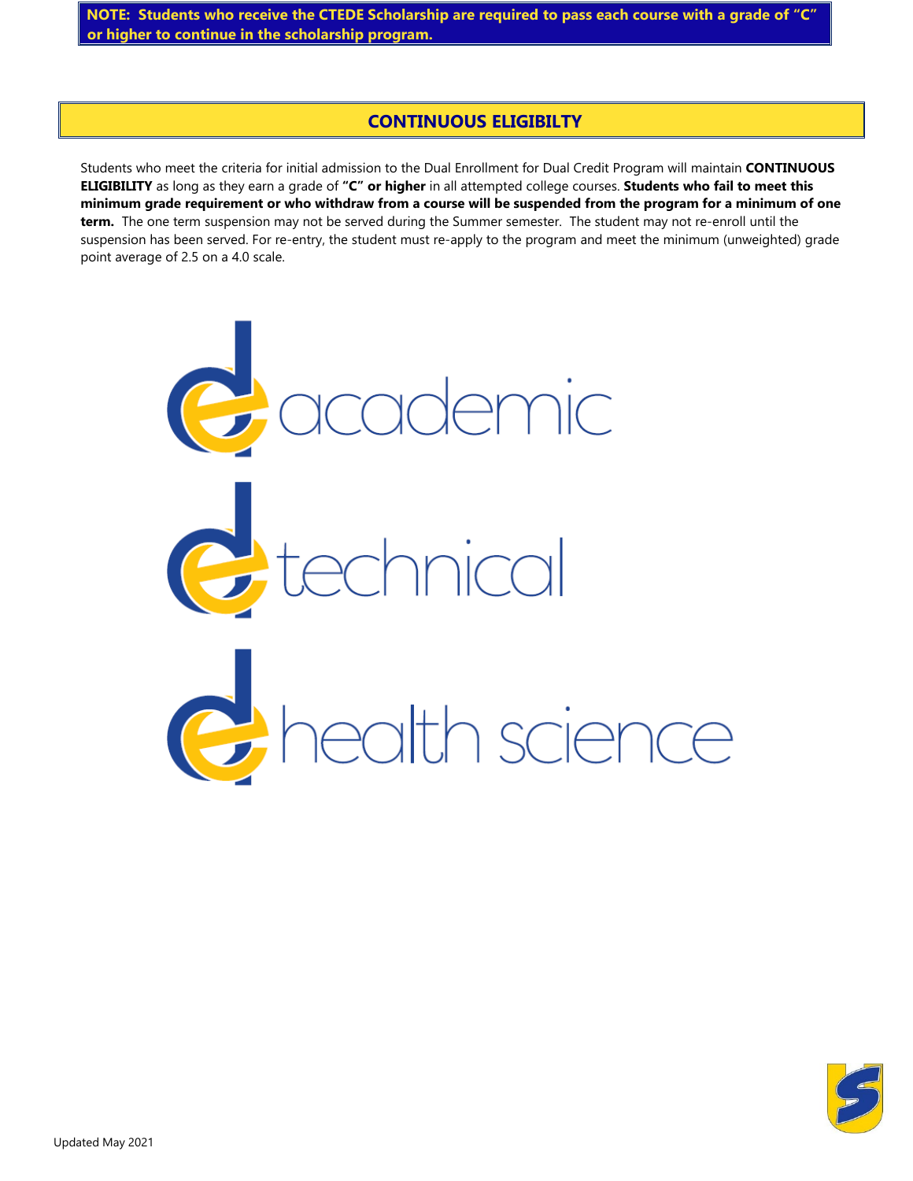**NOTE: Students who receive the CTEDE Scholarship are required to pass each course with a grade of "C" or higher to continue in the scholarship program.**

## CONTINUOUS ELIGIBILTY

Students who meet the criteria for initial admission to the Dual Enrollment for Dual Credit Program will maintain **CONTINUOUS ELIGIBILITY** as long as they earn a grade of **"C" or higher** in all attempted college courses. **Students who fail to meet this minimum grade requirement or who withdraw from a course will be suspended from the program for a minimum of one term.** The one term suspension may not be served during the Summer semester. The student may not re-enroll until the suspension has been served. For re-entry, the student must re-apply to the program and meet the minimum (unweighted) grade point average of 2.5 on a 4.0 scale.

academic

technical

health science

Updated May 2021